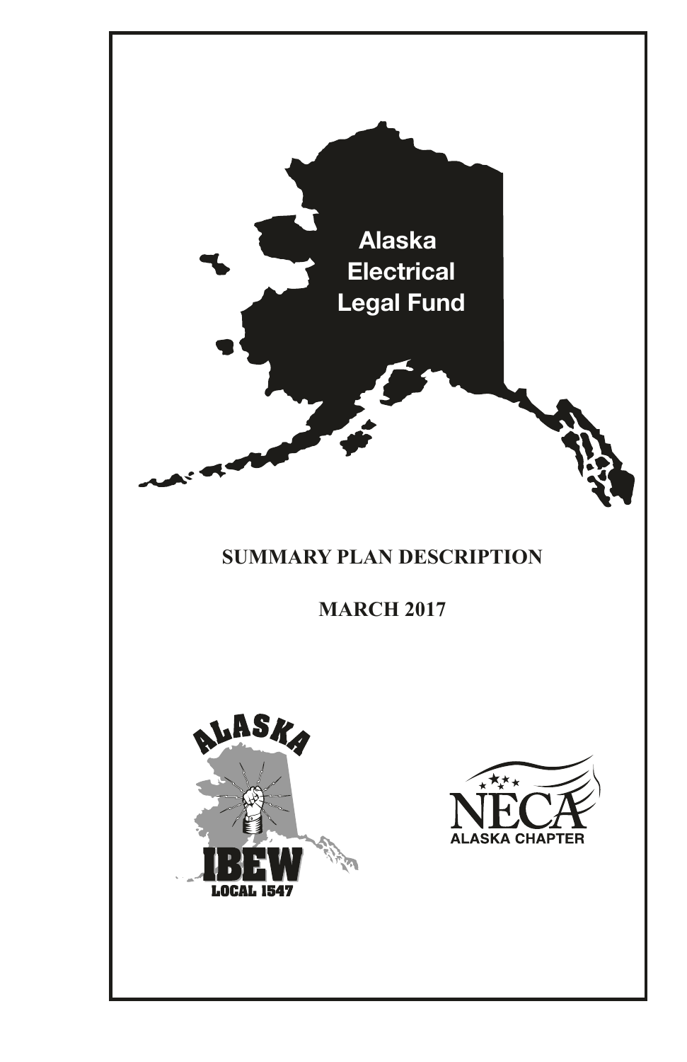# Alaska Electrical Legal Fund

## SUMMARY PLAN DESCRIPTION

## MARCH 2017

ALASKA IBEW LOCAL 1547

NECA ALASKA CHAPTER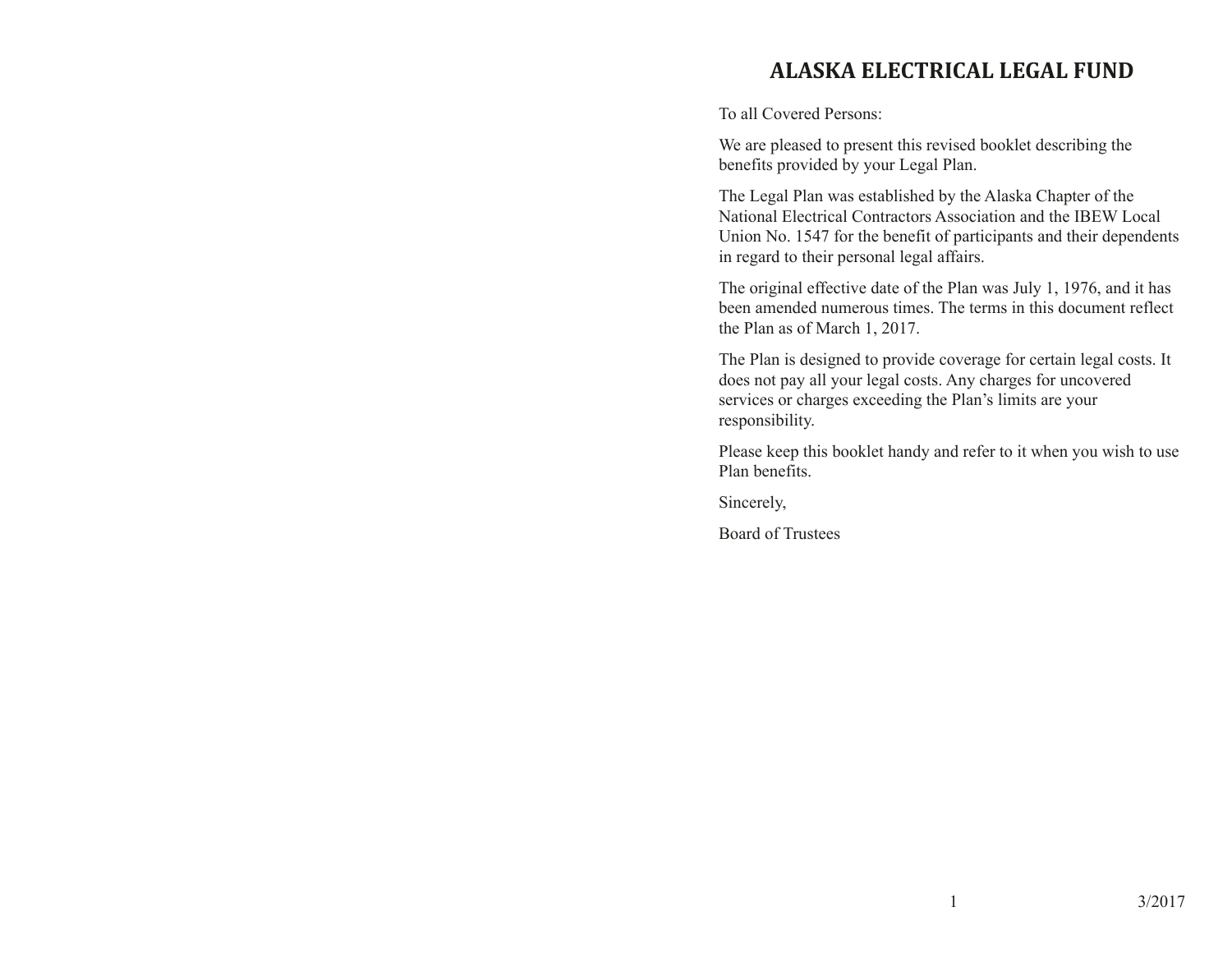# ALASKA ELECTRICAL LEGAL FUND

To all Covered Persons:

We are pleased to present this revised booklet describing the benefits provided by your Legal Plan.

The Legal Plan was established by the Alaska Chapter of the National Electrical Contractors Association and the IBEW Local Union No. 1547 for the benefit of participants and their dependents in regard to their personal legal affairs.

The original effective date of the Plan was July 1, 1976, and it has been amended numerous times. The terms in this document reflect the Plan as of March 1, 2017.

The Plan is designed to provide coverage for certain legal costs. It does not pay all your legal costs. Any charges for uncovered services or charges exceeding the Plan's limits are your responsibility.

Please keep this booklet handy and refer to it when you wish to use Plan benefits.

Sincerely,

Board of Trustees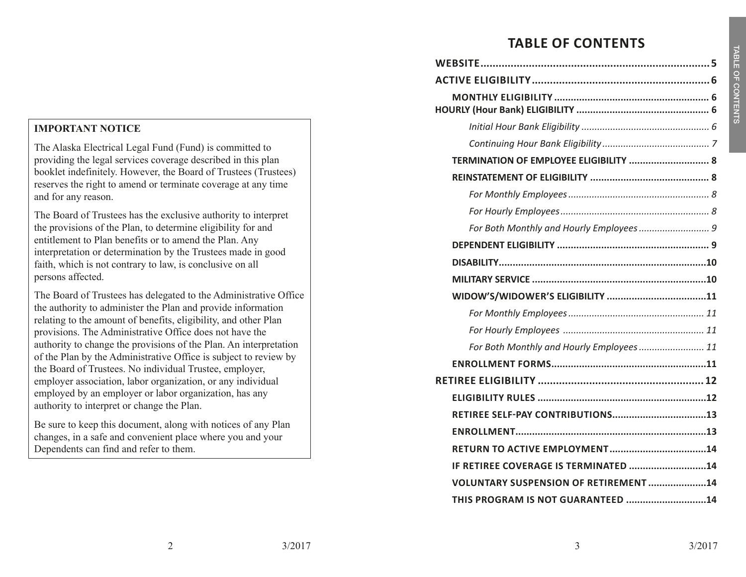**IMPORTANT NOTICE**

The Alaska Electrical Legal Fund (Fund) is committed to providing the legal services coverage described in this plan booklet indefinitely. However, the Board of Trustees (Trustees) reserves the right to amend or terminate coverage at any time and for any reason.

The Board of Trustees has the exclusive authority to interpret the provisions of the Plan, to determine eligibility for and entitlement to Plan benefits or to amend the Plan. Any interpretation or determination by the Trustees made in good faith, which is not contrary to law, is conclusive on all persons affected.

The Board of Trustees has delegated to the Administrative Office the authority to administer the Plan and provide information relating to the amount of benefits, eligibility, and other Plan provisions. The Administrative Office does not have the authority to change the provisions of the Plan. An interpretation of the Plan by the Administrative Office is subject to review by the Board of Trustees. No individual Trustee, employer, employer association, labor organization, or any individual employed by an employer or labor organization, has any authority to interpret or change the Plan.

Be sure to keep this document, along with notices of any Plan changes, in a safe and convenient place where you and your Dependents can find and refer to them.

# TABLE OF CONTENTS

**WEBSITE**........................................................................5

**ACTIVE ELIGIBILITY**........................................................6

- **MONTHLY ELIGIBILITY**.................................................. 6
- **HOURLY (Hour Bank) ELIGIBILITY**.................................. 6
    - *Initial Hour Bank Eligibility*.............................................. 6
    - *Continuing Hour Bank Eligibility*........................................ 7
- **TERMINATION OF EMPLOYEE ELIGIBILITY**......................... 8
- **REINSTATEMENT OF ELIGIBILITY**...................................... 8
    - *For Monthly Employees*.................................................... 8
    - *For Hourly Employees*...................................................... 8
    - *For Both Monthly and Hourly Employees*.............................. 9
- **DEPENDENT ELIGIBILITY**.................................................. 9
- **DISABILITY**.....................................................................10
- **MILITARY SERVICE**..........................................................10
- **WIDOW'S/WIDOWER'S ELIGIBILITY**..................................11
    - *For Monthly Employees*..................................................... 11
    - *For Hourly Employees*....................................................... 11
    - *For Both Monthly and Hourly Employees*.............................. 11
- **ENROLLMENT FORMS**.......................................................11

**RETIREE ELIGIBILITY**......................................................12

- **ELIGIBILITY RULES**..........................................................12
- **RETIREE SELF-PAY CONTRIBUTIONS**..................................13
- **ENROLLMENT**...................................................................13
- **RETURN TO ACTIVE EMPLOYMENT**...................................14
- **IF RETIREE COVERAGE IS TERMINATED**...........................14
- **VOLUNTARY SUSPENSION OF RETIREMENT**.....................14
- **THIS PROGRAM IS NOT GUARANTEED**.............................14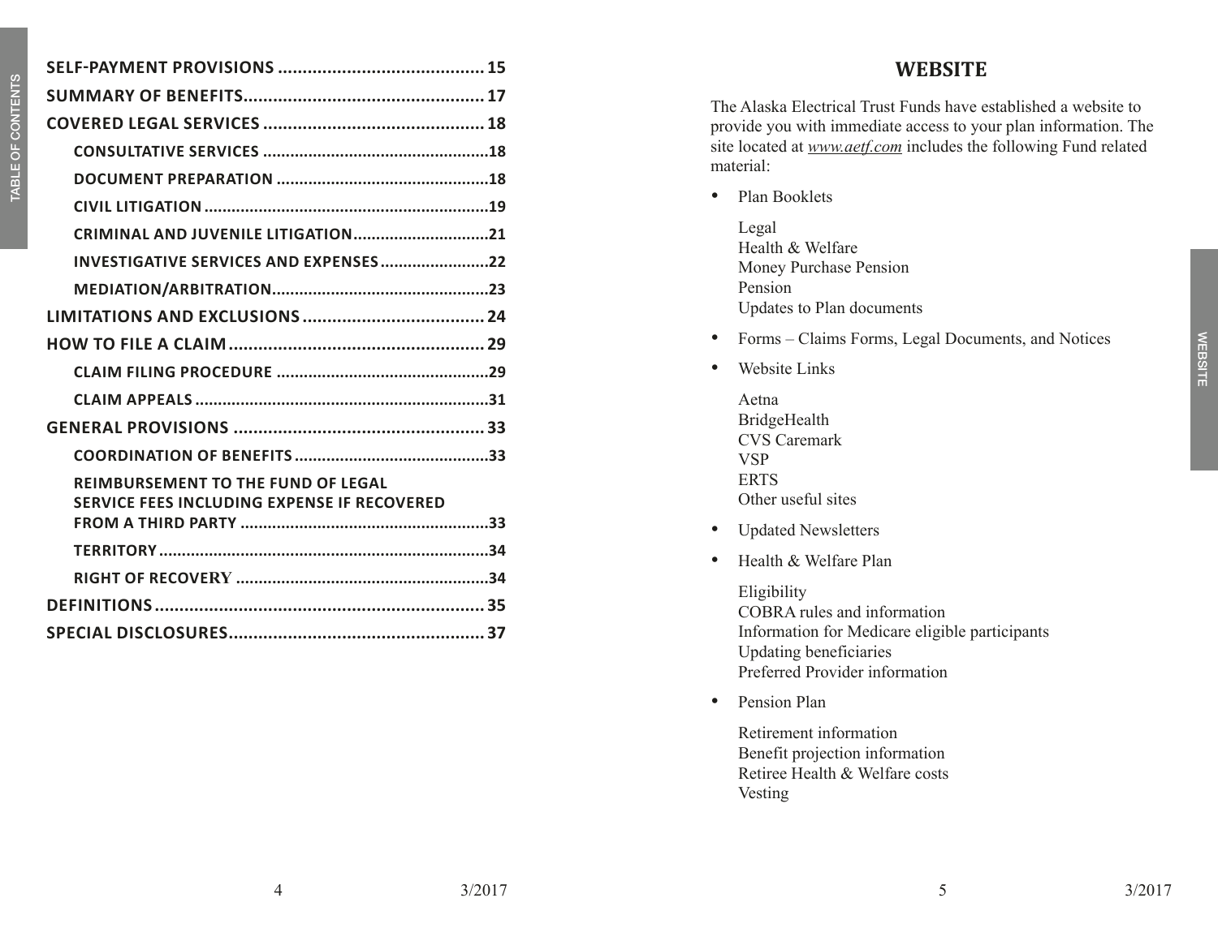| | |
|---|---|
| **SELF-PAYMENT PROVISIONS** | **15** |
| **SUMMARY OF BENEFITS** | **17** |
| **COVERED LEGAL SERVICES** | **18** |
| **CONSULTATIVE SERVICES** | **18** |
| **DOCUMENT PREPARATION** | **18** |
| **CIVIL LITIGATION** | **19** |
| **CRIMINAL AND JUVENILE LITIGATION** | **21** |
| **INVESTIGATIVE SERVICES AND EXPENSES** | **22** |
| **MEDIATION/ARBITRATION** | **23** |
| **LIMITATIONS AND EXCLUSIONS** | **24** |
| **HOW TO FILE A CLAIM** | **29** |
| **CLAIM FILING PROCEDURE** | **29** |
| **CLAIM APPEALS** | **31** |
| **GENERAL PROVISIONS** | **33** |
| **COORDINATION OF BENEFITS** | **33** |
| **REIMBURSEMENT TO THE FUND OF LEGAL SERVICE FEES INCLUDING EXPENSE IF RECOVERED FROM A THIRD PARTY** | **33** |
| **TERRITORY** | **34** |
| **RIGHT OF RECOVERY** | **34** |
| **DEFINITIONS** | **35** |
| **SPECIAL DISCLOSURES** | **37** |

# WEBSITE

The Alaska Electrical Trust Funds have established a website to provide you with immediate access to your plan information. The site located at *www.aetf.com* includes the following Fund related material:

- Plan Booklets

  Legal
  Health & Welfare
  Money Purchase Pension
  Pension
  Updates to Plan documents

- Forms – Claims Forms, Legal Documents, and Notices
- Website Links

  Aetna
  BridgeHealth
  CVS Caremark
  VSP
  ERTS
  Other useful sites

- Updated Newsletters
- Health & Welfare Plan

  Eligibility
  COBRA rules and information
  Information for Medicare eligible participants
  Updating beneficiaries
  Preferred Provider information

- Pension Plan

  Retirement information
  Benefit projection information
  Retiree Health & Welfare costs
  Vesting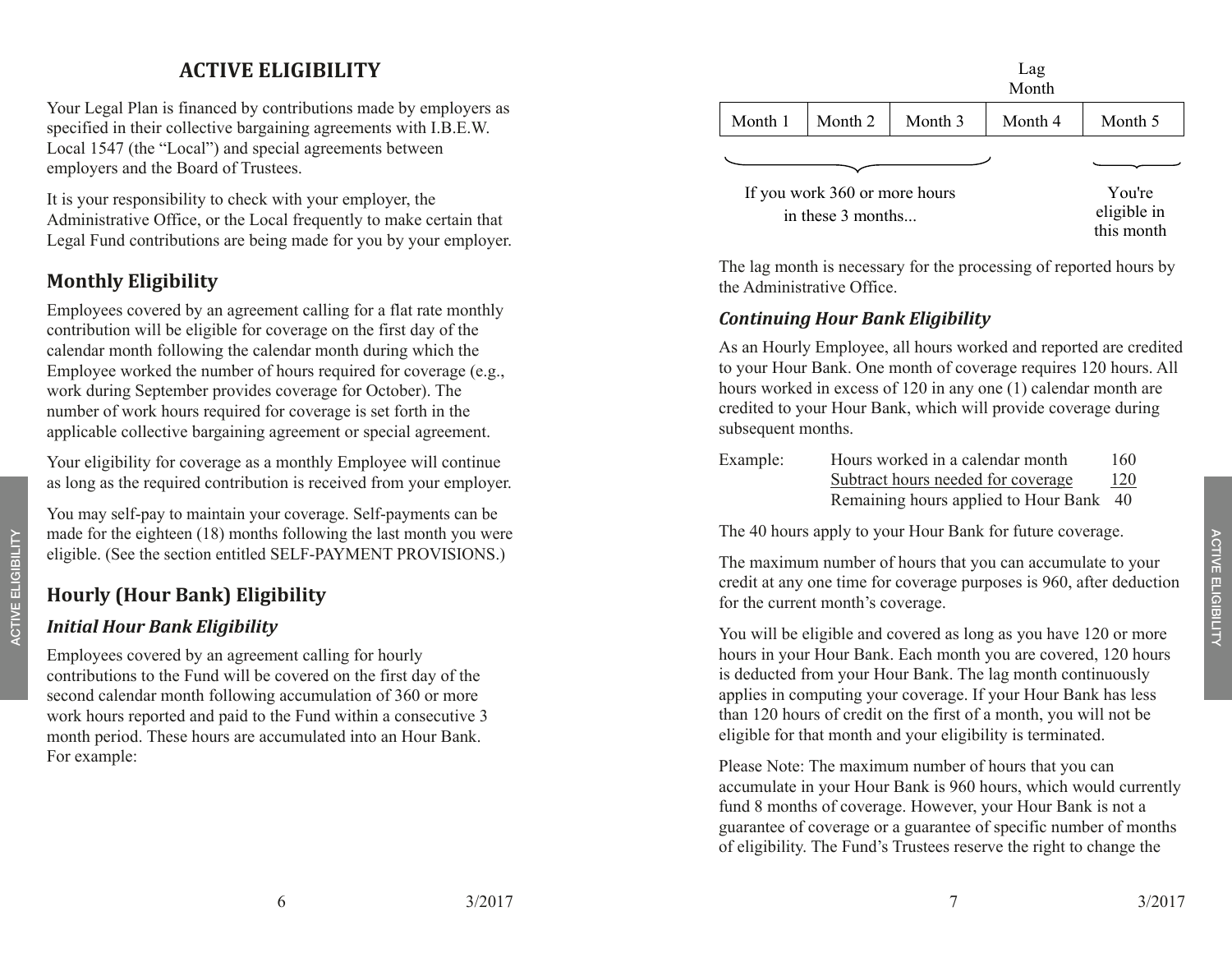# ACTIVE ELIGIBILITY

Your Legal Plan is financed by contributions made by employers as specified in their collective bargaining agreements with I.B.E.W. Local 1547 (the "Local") and special agreements between employers and the Board of Trustees.

It is your responsibility to check with your employer, the Administrative Office, or the Local frequently to make certain that Legal Fund contributions are being made for you by your employer.

## Monthly Eligibility

Employees covered by an agreement calling for a flat rate monthly contribution will be eligible for coverage on the first day of the calendar month following the calendar month during which the Employee worked the number of hours required for coverage (e.g., work during September provides coverage for October). The number of work hours required for coverage is set forth in the applicable collective bargaining agreement or special agreement.

Your eligibility for coverage as a monthly Employee will continue as long as the required contribution is received from your employer.

You may self-pay to maintain your coverage. Self-payments can be made for the eighteen (18) months following the last month you were eligible. (See the section entitled SELF-PAYMENT PROVISIONS.)

## Hourly (Hour Bank) Eligibility

### *Initial Hour Bank Eligibility*

Employees covered by an agreement calling for hourly contributions to the Fund will be covered on the first day of the second calendar month following accumulation of 360 or more work hours reported and paid to the Fund within a consecutive 3 month period. These hours are accumulated into an Hour Bank. For example:

| Month 1 | Month 2 | Month 3 | Month 4 (Lag Month) | Month 5 |
|---|---|---|---|---|
| If you work 360 or more hours in these 3 months... | | | | You're eligible in this month |

The lag month is necessary for the processing of reported hours by the Administrative Office.

### *Continuing Hour Bank Eligibility*

As an Hourly Employee, all hours worked and reported are credited to your Hour Bank. One month of coverage requires 120 hours. All hours worked in excess of 120 in any one (1) calendar month are credited to your Hour Bank, which will provide coverage during subsequent months.

| Example: | | |
|---|---|---|
| | Hours worked in a calendar month | 160 |
| | Subtract hours needed for coverage | 120 |
| | Remaining hours applied to Hour Bank | 40 |

The 40 hours apply to your Hour Bank for future coverage.

The maximum number of hours that you can accumulate to your credit at any one time for coverage purposes is 960, after deduction for the current month's coverage.

You will be eligible and covered as long as you have 120 or more hours in your Hour Bank. Each month you are covered, 120 hours is deducted from your Hour Bank. The lag month continuously applies in computing your coverage. If your Hour Bank has less than 120 hours of credit on the first of a month, you will not be eligible for that month and your eligibility is terminated.

Please Note: The maximum number of hours that you can accumulate in your Hour Bank is 960 hours, which would currently fund 8 months of coverage. However, your Hour Bank is not a guarantee of coverage or a guarantee of specific number of months of eligibility. The Fund's Trustees reserve the right to change the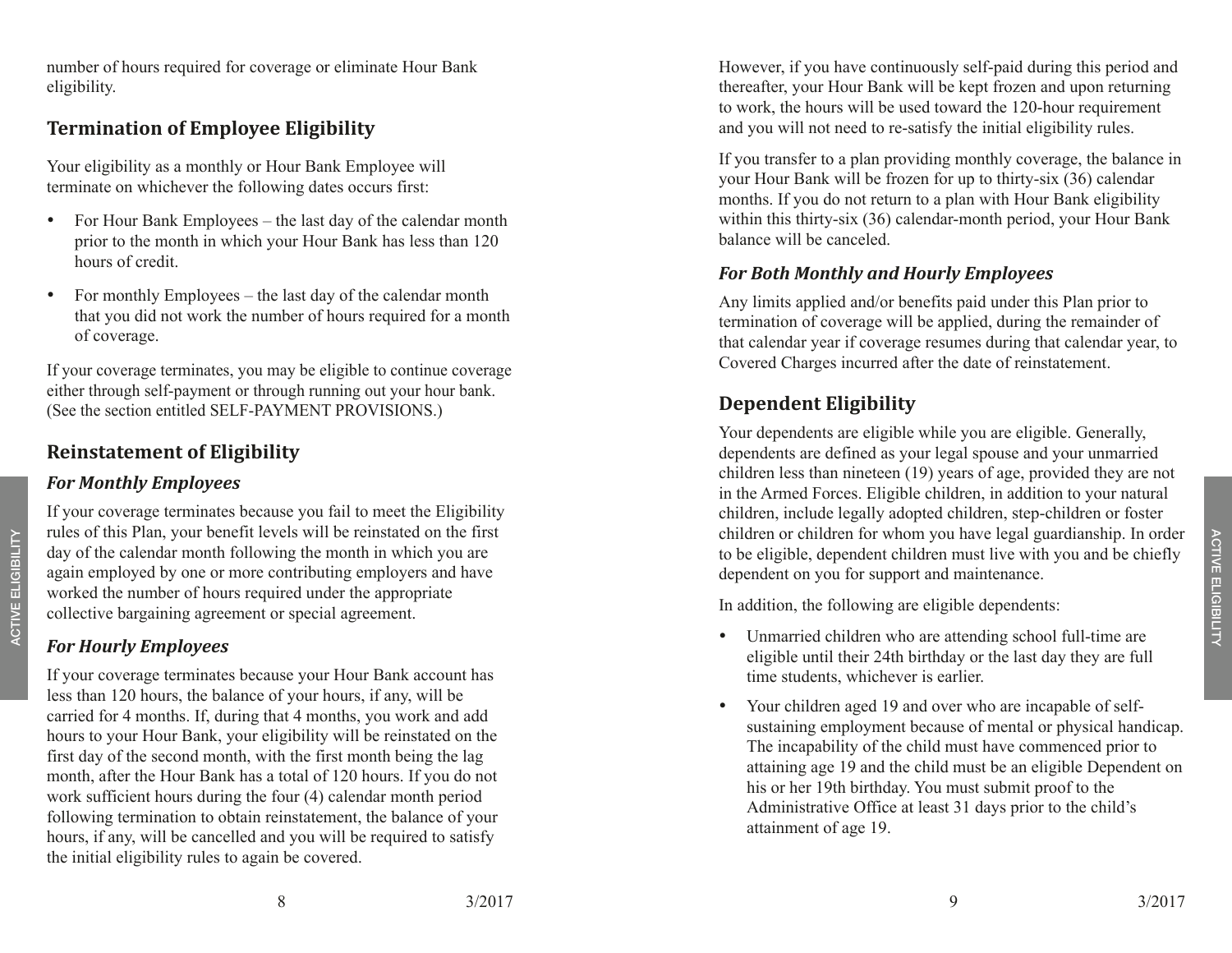number of hours required for coverage or eliminate Hour Bank eligibility.

## Termination of Employee Eligibility

Your eligibility as a monthly or Hour Bank Employee will terminate on whichever the following dates occurs first:

- For Hour Bank Employees – the last day of the calendar month prior to the month in which your Hour Bank has less than 120 hours of credit.
- For monthly Employees – the last day of the calendar month that you did not work the number of hours required for a month of coverage.

If your coverage terminates, you may be eligible to continue coverage either through self-payment or through running out your hour bank. (See the section entitled SELF-PAYMENT PROVISIONS.)

## Reinstatement of Eligibility

### *For Monthly Employees*

If your coverage terminates because you fail to meet the Eligibility rules of this Plan, your benefit levels will be reinstated on the first day of the calendar month following the month in which you are again employed by one or more contributing employers and have worked the number of hours required under the appropriate collective bargaining agreement or special agreement.

### *For Hourly Employees*

If your coverage terminates because your Hour Bank account has less than 120 hours, the balance of your hours, if any, will be carried for 4 months. If, during that 4 months, you work and add hours to your Hour Bank, your eligibility will be reinstated on the first day of the second month, with the first month being the lag month, after the Hour Bank has a total of 120 hours. If you do not work sufficient hours during the four (4) calendar month period following termination to obtain reinstatement, the balance of your hours, if any, will be cancelled and you will be required to satisfy the initial eligibility rules to again be covered.

However, if you have continuously self-paid during this period and thereafter, your Hour Bank will be kept frozen and upon returning to work, the hours will be used toward the 120-hour requirement and you will not need to re-satisfy the initial eligibility rules.

If you transfer to a plan providing monthly coverage, the balance in your Hour Bank will be frozen for up to thirty-six (36) calendar months. If you do not return to a plan with Hour Bank eligibility within this thirty-six (36) calendar-month period, your Hour Bank balance will be canceled.

### *For Both Monthly and Hourly Employees*

Any limits applied and/or benefits paid under this Plan prior to termination of coverage will be applied, during the remainder of that calendar year if coverage resumes during that calendar year, to Covered Charges incurred after the date of reinstatement.

## Dependent Eligibility

Your dependents are eligible while you are eligible. Generally, dependents are defined as your legal spouse and your unmarried children less than nineteen (19) years of age, provided they are not in the Armed Forces. Eligible children, in addition to your natural children, include legally adopted children, step-children or foster children or children for whom you have legal guardianship. In order to be eligible, dependent children must live with you and be chiefly dependent on you for support and maintenance.

In addition, the following are eligible dependents:

- Unmarried children who are attending school full-time are eligible until their 24th birthday or the last day they are full time students, whichever is earlier.
- Your children aged 19 and over who are incapable of self-sustaining employment because of mental or physical handicap. The incapability of the child must have commenced prior to attaining age 19 and the child must be an eligible Dependent on his or her 19th birthday. You must submit proof to the Administrative Office at least 31 days prior to the child's attainment of age 19.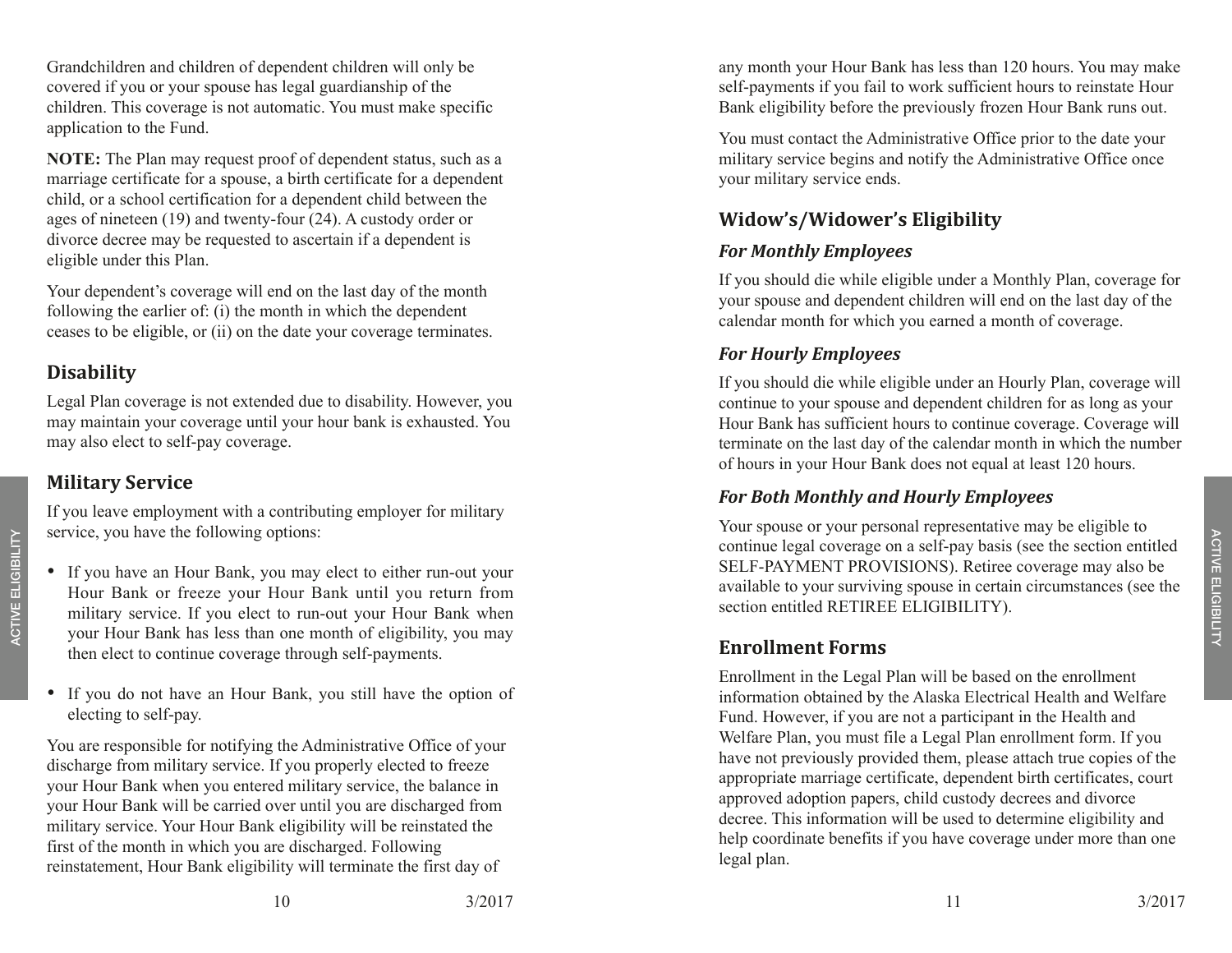Grandchildren and children of dependent children will only be covered if you or your spouse has legal guardianship of the children. This coverage is not automatic. You must make specific application to the Fund.

**NOTE:** The Plan may request proof of dependent status, such as a marriage certificate for a spouse, a birth certificate for a dependent child, or a school certification for a dependent child between the ages of nineteen (19) and twenty-four (24). A custody order or divorce decree may be requested to ascertain if a dependent is eligible under this Plan.

Your dependent's coverage will end on the last day of the month following the earlier of: (i) the month in which the dependent ceases to be eligible, or (ii) on the date your coverage terminates.

## Disability

Legal Plan coverage is not extended due to disability. However, you may maintain your coverage until your hour bank is exhausted. You may also elect to self-pay coverage.

## Military Service

If you leave employment with a contributing employer for military service, you have the following options:

- If you have an Hour Bank, you may elect to either run-out your Hour Bank or freeze your Hour Bank until you return from military service. If you elect to run-out your Hour Bank when your Hour Bank has less than one month of eligibility, you may then elect to continue coverage through self-payments.
- If you do not have an Hour Bank, you still have the option of electing to self-pay.

You are responsible for notifying the Administrative Office of your discharge from military service. If you properly elected to freeze your Hour Bank when you entered military service, the balance in your Hour Bank will be carried over until you are discharged from military service. Your Hour Bank eligibility will be reinstated the first of the month in which you are discharged. Following reinstatement, Hour Bank eligibility will terminate the first day of any month your Hour Bank has less than 120 hours. You may make self-payments if you fail to work sufficient hours to reinstate Hour Bank eligibility before the previously frozen Hour Bank runs out.

You must contact the Administrative Office prior to the date your military service begins and notify the Administrative Office once your military service ends.

## Widow's/Widower's Eligibility

### *For Monthly Employees*

If you should die while eligible under a Monthly Plan, coverage for your spouse and dependent children will end on the last day of the calendar month for which you earned a month of coverage.

### *For Hourly Employees*

If you should die while eligible under an Hourly Plan, coverage will continue to your spouse and dependent children for as long as your Hour Bank has sufficient hours to continue coverage. Coverage will terminate on the last day of the calendar month in which the number of hours in your Hour Bank does not equal at least 120 hours.

### *For Both Monthly and Hourly Employees*

Your spouse or your personal representative may be eligible to continue legal coverage on a self-pay basis (see the section entitled SELF-PAYMENT PROVISIONS). Retiree coverage may also be available to your surviving spouse in certain circumstances (see the section entitled RETIREE ELIGIBILITY).

## Enrollment Forms

Enrollment in the Legal Plan will be based on the enrollment information obtained by the Alaska Electrical Health and Welfare Fund. However, if you are not a participant in the Health and Welfare Plan, you must file a Legal Plan enrollment form. If you have not previously provided them, please attach true copies of the appropriate marriage certificate, dependent birth certificates, court approved adoption papers, child custody decrees and divorce decree. This information will be used to determine eligibility and help coordinate benefits if you have coverage under more than one legal plan.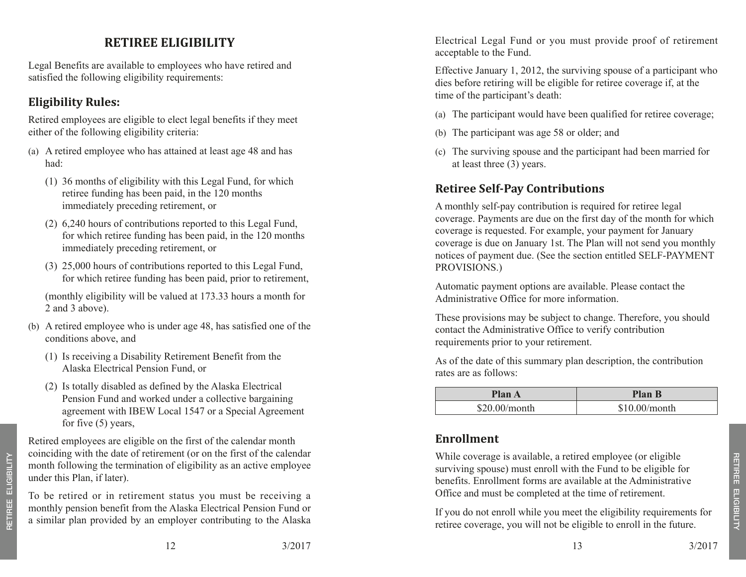# RETIREE ELIGIBILITY

Legal Benefits are available to employees who have retired and satisfied the following eligibility requirements:

## Eligibility Rules:

Retired employees are eligible to elect legal benefits if they meet either of the following eligibility criteria:

(a) A retired employee who has attained at least age 48 and has had:

  (1) 36 months of eligibility with this Legal Fund, for which retiree funding has been paid, in the 120 months immediately preceding retirement, or

  (2) 6,240 hours of contributions reported to this Legal Fund, for which retiree funding has been paid, in the 120 months immediately preceding retirement, or

  (3) 25,000 hours of contributions reported to this Legal Fund, for which retiree funding has been paid, prior to retirement,

  (monthly eligibility will be valued at 173.33 hours a month for 2 and 3 above).

(b) A retired employee who is under age 48, has satisfied one of the conditions above, and

  (1) Is receiving a Disability Retirement Benefit from the Alaska Electrical Pension Fund, or

  (2) Is totally disabled as defined by the Alaska Electrical Pension Fund and worked under a collective bargaining agreement with IBEW Local 1547 or a Special Agreement for five (5) years,

Retired employees are eligible on the first of the calendar month coinciding with the date of retirement (or on the first of the calendar month following the termination of eligibility as an active employee under this Plan, if later).

To be retired or in retirement status you must be receiving a monthly pension benefit from the Alaska Electrical Pension Fund or a similar plan provided by an employer contributing to the Alaska Electrical Legal Fund or you must provide proof of retirement acceptable to the Fund.

Effective January 1, 2012, the surviving spouse of a participant who dies before retiring will be eligible for retiree coverage if, at the time of the participant's death:

(a) The participant would have been qualified for retiree coverage;

(b) The participant was age 58 or older; and

(c) The surviving spouse and the participant had been married for at least three (3) years.

## Retiree Self-Pay Contributions

A monthly self-pay contribution is required for retiree legal coverage. Payments are due on the first day of the month for which coverage is requested. For example, your payment for January coverage is due on January 1st. The Plan will not send you monthly notices of payment due. (See the section entitled SELF-PAYMENT PROVISIONS.)

Automatic payment options are available. Please contact the Administrative Office for more information.

These provisions may be subject to change. Therefore, you should contact the Administrative Office to verify contribution requirements prior to your retirement.

As of the date of this summary plan description, the contribution rates are as follows:

| Plan A | Plan B |
|---|---|
| $20.00/month | $10.00/month |

## Enrollment

While coverage is available, a retired employee (or eligible surviving spouse) must enroll with the Fund to be eligible for benefits. Enrollment forms are available at the Administrative Office and must be completed at the time of retirement.

If you do not enroll while you meet the eligibility requirements for retiree coverage, you will not be eligible to enroll in the future.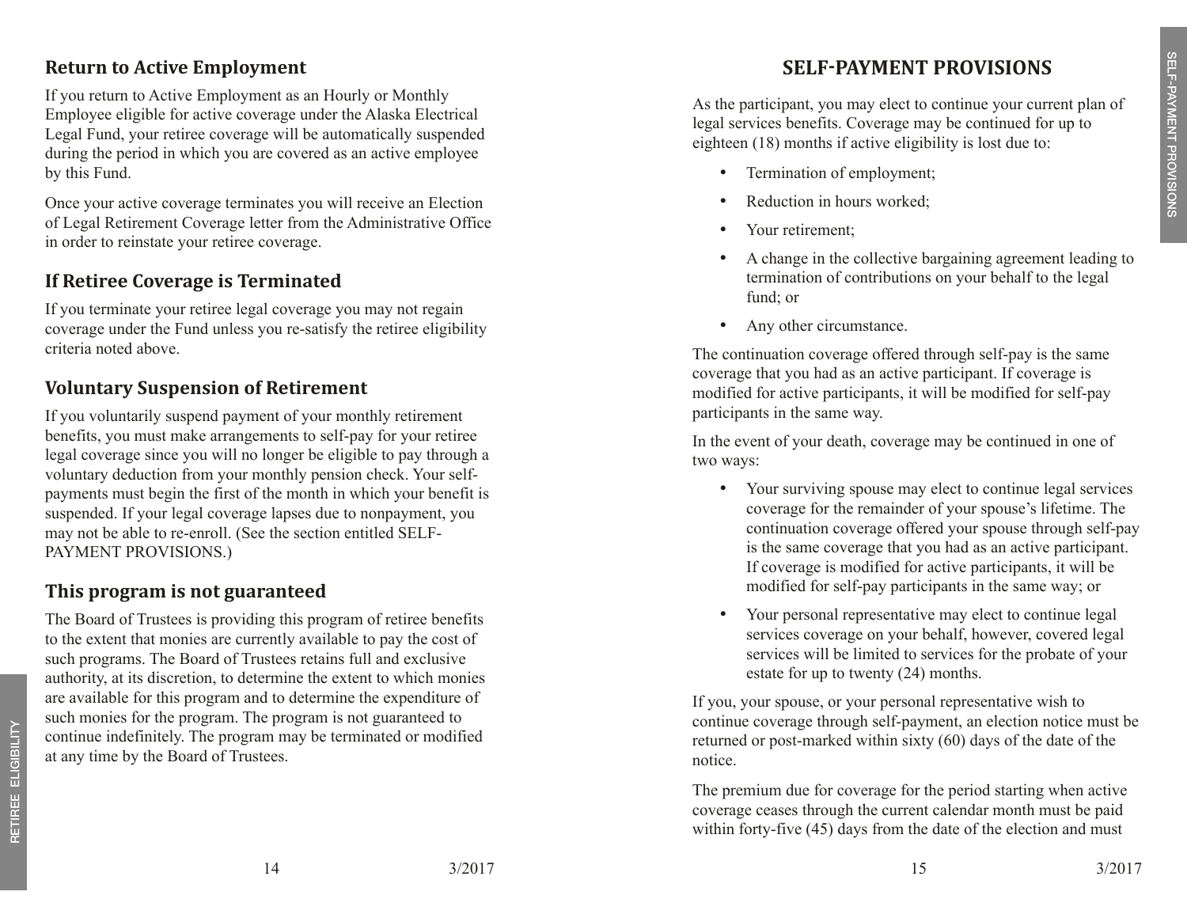## Return to Active Employment

If you return to Active Employment as an Hourly or Monthly Employee eligible for active coverage under the Alaska Electrical Legal Fund, your retiree coverage will be automatically suspended during the period in which you are covered as an active employee by this Fund.

Once your active coverage terminates you will receive an Election of Legal Retirement Coverage letter from the Administrative Office in order to reinstate your retiree coverage.

## If Retiree Coverage is Terminated

If you terminate your retiree legal coverage you may not regain coverage under the Fund unless you re-satisfy the retiree eligibility criteria noted above.

## Voluntary Suspension of Retirement

If you voluntarily suspend payment of your monthly retirement benefits, you must make arrangements to self-pay for your retiree legal coverage since you will no longer be eligible to pay through a voluntary deduction from your monthly pension check. Your self-payments must begin the first of the month in which your benefit is suspended. If your legal coverage lapses due to nonpayment, you may not be able to re-enroll. (See the section entitled SELF-PAYMENT PROVISIONS.)

## This program is not guaranteed

The Board of Trustees is providing this program of retiree benefits to the extent that monies are currently available to pay the cost of such programs. The Board of Trustees retains full and exclusive authority, at its discretion, to determine the extent to which monies are available for this program and to determine the expenditure of such monies for the program. The program is not guaranteed to continue indefinitely. The program may be terminated or modified at any time by the Board of Trustees.

# SELF-PAYMENT PROVISIONS

As the participant, you may elect to continue your current plan of legal services benefits. Coverage may be continued for up to eighteen (18) months if active eligibility is lost due to:

- Termination of employment;
- Reduction in hours worked;
- Your retirement;
- A change in the collective bargaining agreement leading to termination of contributions on your behalf to the legal fund; or
- Any other circumstance.

The continuation coverage offered through self-pay is the same coverage that you had as an active participant. If coverage is modified for active participants, it will be modified for self-pay participants in the same way.

In the event of your death, coverage may be continued in one of two ways:

- Your surviving spouse may elect to continue legal services coverage for the remainder of your spouse's lifetime. The continuation coverage offered your spouse through self-pay is the same coverage that you had as an active participant. If coverage is modified for active participants, it will be modified for self-pay participants in the same way; or
- Your personal representative may elect to continue legal services coverage on your behalf, however, covered legal services will be limited to services for the probate of your estate for up to twenty (24) months.

If you, your spouse, or your personal representative wish to continue coverage through self-payment, an election notice must be returned or post-marked within sixty (60) days of the date of the notice.

The premium due for coverage for the period starting when active coverage ceases through the current calendar month must be paid within forty-five (45) days from the date of the election and must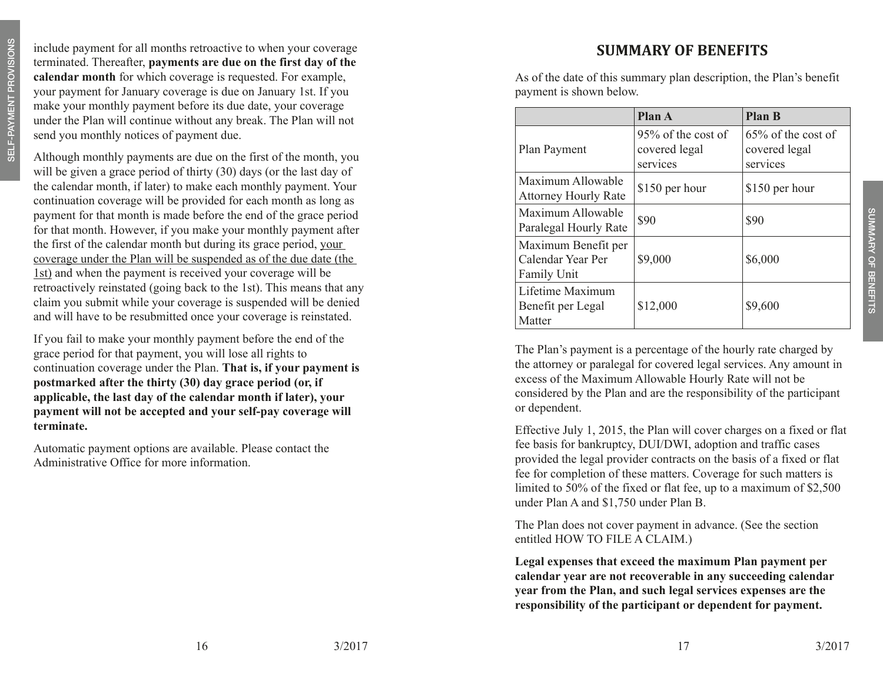include payment for all months retroactive to when your coverage terminated. Thereafter, **payments are due on the first day of the calendar month** for which coverage is requested. For example, your payment for January coverage is due on January 1st. If you make your monthly payment before its due date, your coverage under the Plan will continue without any break. The Plan will not send you monthly notices of payment due.

Although monthly payments are due on the first of the month, you will be given a grace period of thirty (30) days (or the last day of the calendar month, if later) to make each monthly payment. Your continuation coverage will be provided for each month as long as payment for that month is made before the end of the grace period for that month. However, if you make your monthly payment after the first of the calendar month but during its grace period, <u>your coverage under the Plan will be suspended as of the due date (the 1st)</u> and when the payment is received your coverage will be retroactively reinstated (going back to the 1st). This means that any claim you submit while your coverage is suspended will be denied and will have to be resubmitted once your coverage is reinstated.

If you fail to make your monthly payment before the end of the grace period for that payment, you will lose all rights to continuation coverage under the Plan. **That is, if your payment is postmarked after the thirty (30) day grace period (or, if applicable, the last day of the calendar month if later), your payment will not be accepted and your self-pay coverage will terminate.**

Automatic payment options are available. Please contact the Administrative Office for more information.

# SUMMARY OF BENEFITS

As of the date of this summary plan description, the Plan's benefit payment is shown below.

| | **Plan A** | **Plan B** |
|---|---|---|
| Plan Payment | 95% of the cost of covered legal services | 65% of the cost of covered legal services |
| Maximum Allowable Attorney Hourly Rate | $150 per hour | $150 per hour |
| Maximum Allowable Paralegal Hourly Rate | $90 | $90 |
| Maximum Benefit per Calendar Year Per Family Unit | $9,000 | $6,000 |
| Lifetime Maximum Benefit per Legal Matter | $12,000 | $9,600 |

The Plan's payment is a percentage of the hourly rate charged by the attorney or paralegal for covered legal services. Any amount in excess of the Maximum Allowable Hourly Rate will not be considered by the Plan and are the responsibility of the participant or dependent.

Effective July 1, 2015, the Plan will cover charges on a fixed or flat fee basis for bankruptcy, DUI/DWI, adoption and traffic cases provided the legal provider contracts on the basis of a fixed or flat fee for completion of these matters. Coverage for such matters is limited to 50% of the fixed or flat fee, up to a maximum of $2,500 under Plan A and $1,750 under Plan B.

The Plan does not cover payment in advance. (See the section entitled HOW TO FILE A CLAIM.)

**Legal expenses that exceed the maximum Plan payment per calendar year are not recoverable in any succeeding calendar year from the Plan, and such legal services expenses are the responsibility of the participant or dependent for payment.**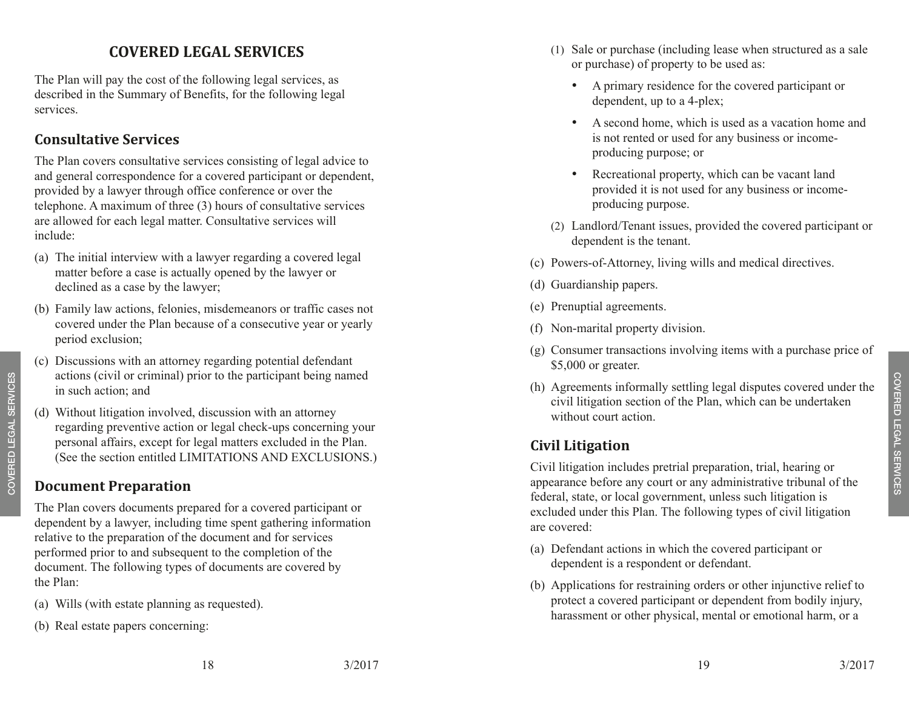# COVERED LEGAL SERVICES

The Plan will pay the cost of the following legal services, as described in the Summary of Benefits, for the following legal services.

## Consultative Services

The Plan covers consultative services consisting of legal advice to and general correspondence for a covered participant or dependent, provided by a lawyer through office conference or over the telephone. A maximum of three (3) hours of consultative services are allowed for each legal matter. Consultative services will include:

(a) The initial interview with a lawyer regarding a covered legal matter before a case is actually opened by the lawyer or declined as a case by the lawyer;

(b) Family law actions, felonies, misdemeanors or traffic cases not covered under the Plan because of a consecutive year or yearly period exclusion;

(c) Discussions with an attorney regarding potential defendant actions (civil or criminal) prior to the participant being named in such action; and

(d) Without litigation involved, discussion with an attorney regarding preventive action or legal check-ups concerning your personal affairs, except for legal matters excluded in the Plan. (See the section entitled LIMITATIONS AND EXCLUSIONS.)

## Document Preparation

The Plan covers documents prepared for a covered participant or dependent by a lawyer, including time spent gathering information relative to the preparation of the document and for services performed prior to and subsequent to the completion of the document. The following types of documents are covered by the Plan:

(a) Wills (with estate planning as requested).

(b) Real estate papers concerning:

(1) Sale or purchase (including lease when structured as a sale or purchase) of property to be used as:

- A primary residence for the covered participant or dependent, up to a 4-plex;
- A second home, which is used as a vacation home and is not rented or used for any business or income-producing purpose; or
- Recreational property, which can be vacant land provided it is not used for any business or income-producing purpose.

(2) Landlord/Tenant issues, provided the covered participant or dependent is the tenant.

(c) Powers-of-Attorney, living wills and medical directives.

(d) Guardianship papers.

(e) Prenuptial agreements.

(f) Non-marital property division.

(g) Consumer transactions involving items with a purchase price of $5,000 or greater.

(h) Agreements informally settling legal disputes covered under the civil litigation section of the Plan, which can be undertaken without court action.

## Civil Litigation

Civil litigation includes pretrial preparation, trial, hearing or appearance before any court or any administrative tribunal of the federal, state, or local government, unless such litigation is excluded under this Plan. The following types of civil litigation are covered:

(a) Defendant actions in which the covered participant or dependent is a respondent or defendant.

(b) Applications for restraining orders or other injunctive relief to protect a covered participant or dependent from bodily injury, harassment or other physical, mental or emotional harm, or a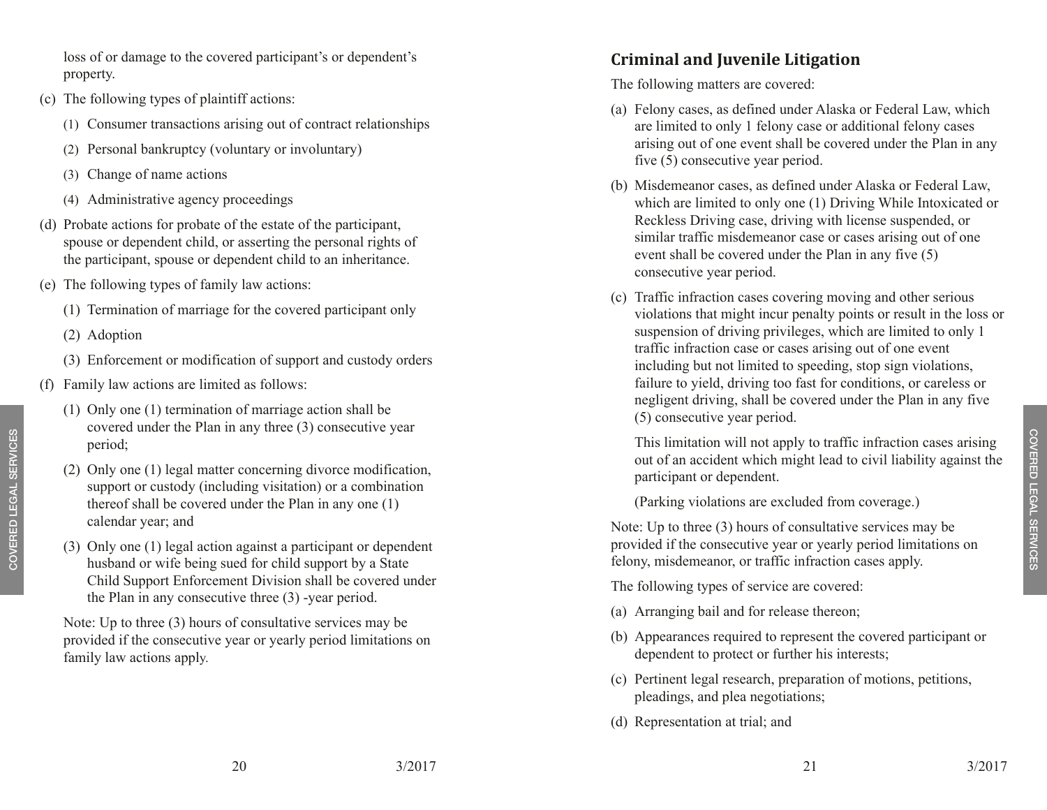loss of or damage to the covered participant's or dependent's property.

(c) The following types of plaintiff actions:

  (1) Consumer transactions arising out of contract relationships

  (2) Personal bankruptcy (voluntary or involuntary)

  (3) Change of name actions

  (4) Administrative agency proceedings

(d) Probate actions for probate of the estate of the participant, spouse or dependent child, or asserting the personal rights of the participant, spouse or dependent child to an inheritance.

(e) The following types of family law actions:

  (1) Termination of marriage for the covered participant only

  (2) Adoption

  (3) Enforcement or modification of support and custody orders

(f) Family law actions are limited as follows:

  (1) Only one (1) termination of marriage action shall be covered under the Plan in any three (3) consecutive year period;

  (2) Only one (1) legal matter concerning divorce modification, support or custody (including visitation) or a combination thereof shall be covered under the Plan in any one (1) calendar year; and

  (3) Only one (1) legal action against a participant or dependent husband or wife being sued for child support by a State Child Support Enforcement Division shall be covered under the Plan in any consecutive three (3) -year period.

  Note: Up to three (3) hours of consultative services may be provided if the consecutive year or yearly period limitations on family law actions apply.

## Criminal and Juvenile Litigation

The following matters are covered:

(a) Felony cases, as defined under Alaska or Federal Law, which are limited to only 1 felony case or additional felony cases arising out of one event shall be covered under the Plan in any five (5) consecutive year period.

(b) Misdemeanor cases, as defined under Alaska or Federal Law, which are limited to only one (1) Driving While Intoxicated or Reckless Driving case, driving with license suspended, or similar traffic misdemeanor case or cases arising out of one event shall be covered under the Plan in any five (5) consecutive year period.

(c) Traffic infraction cases covering moving and other serious violations that might incur penalty points or result in the loss or suspension of driving privileges, which are limited to only 1 traffic infraction case or cases arising out of one event including but not limited to speeding, stop sign violations, failure to yield, driving too fast for conditions, or careless or negligent driving, shall be covered under the Plan in any five (5) consecutive year period.

  This limitation will not apply to traffic infraction cases arising out of an accident which might lead to civil liability against the participant or dependent.

  (Parking violations are excluded from coverage.)

Note: Up to three (3) hours of consultative services may be provided if the consecutive year or yearly period limitations on felony, misdemeanor, or traffic infraction cases apply.

The following types of service are covered:

(a) Arranging bail and for release thereon;

(b) Appearances required to represent the covered participant or dependent to protect or further his interests;

(c) Pertinent legal research, preparation of motions, petitions, pleadings, and plea negotiations;

(d) Representation at trial; and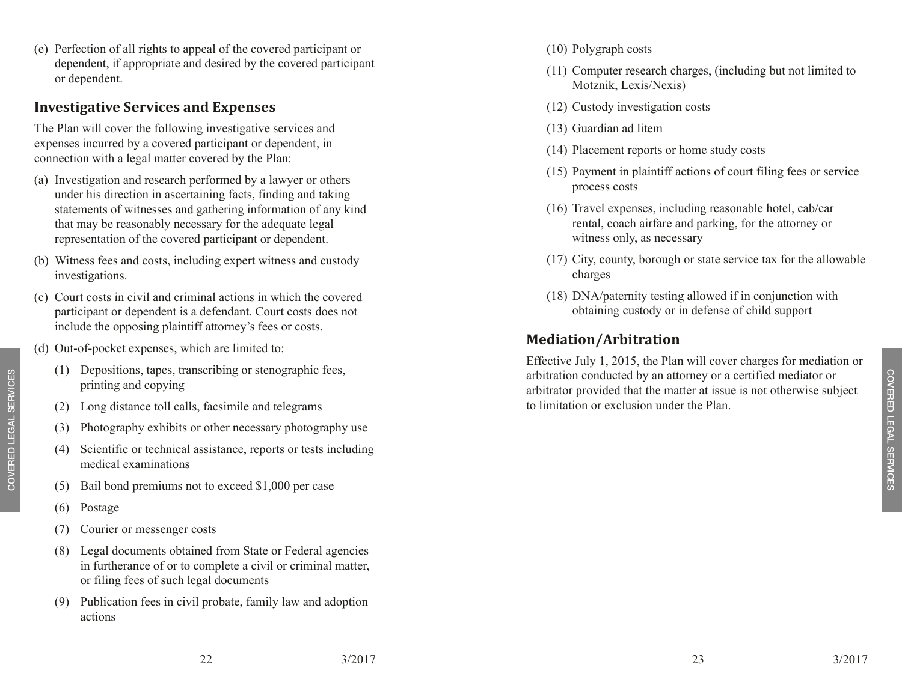(e) Perfection of all rights to appeal of the covered participant or dependent, if appropriate and desired by the covered participant or dependent.

## Investigative Services and Expenses

The Plan will cover the following investigative services and expenses incurred by a covered participant or dependent, in connection with a legal matter covered by the Plan:

(a) Investigation and research performed by a lawyer or others under his direction in ascertaining facts, finding and taking statements of witnesses and gathering information of any kind that may be reasonably necessary for the adequate legal representation of the covered participant or dependent.

(b) Witness fees and costs, including expert witness and custody investigations.

(c) Court costs in civil and criminal actions in which the covered participant or dependent is a defendant. Court costs does not include the opposing plaintiff attorney's fees or costs.

(d) Out-of-pocket expenses, which are limited to:

   (1) Depositions, tapes, transcribing or stenographic fees, printing and copying

   (2) Long distance toll calls, facsimile and telegrams

   (3) Photography exhibits or other necessary photography use

   (4) Scientific or technical assistance, reports or tests including medical examinations

   (5) Bail bond premiums not to exceed $1,000 per case

   (6) Postage

   (7) Courier or messenger costs

   (8) Legal documents obtained from State or Federal agencies in furtherance of or to complete a civil or criminal matter, or filing fees of such legal documents

   (9) Publication fees in civil probate, family law and adoption actions

   (10) Polygraph costs

   (11) Computer research charges, (including but not limited to Motznik, Lexis/Nexis)

   (12) Custody investigation costs

   (13) Guardian ad litem

   (14) Placement reports or home study costs

   (15) Payment in plaintiff actions of court filing fees or service process costs

   (16) Travel expenses, including reasonable hotel, cab/car rental, coach airfare and parking, for the attorney or witness only, as necessary

   (17) City, county, borough or state service tax for the allowable charges

   (18) DNA/paternity testing allowed if in conjunction with obtaining custody or in defense of child support

## Mediation/Arbitration

Effective July 1, 2015, the Plan will cover charges for mediation or arbitration conducted by an attorney or a certified mediator or arbitrator provided that the matter at issue is not otherwise subject to limitation or exclusion under the Plan.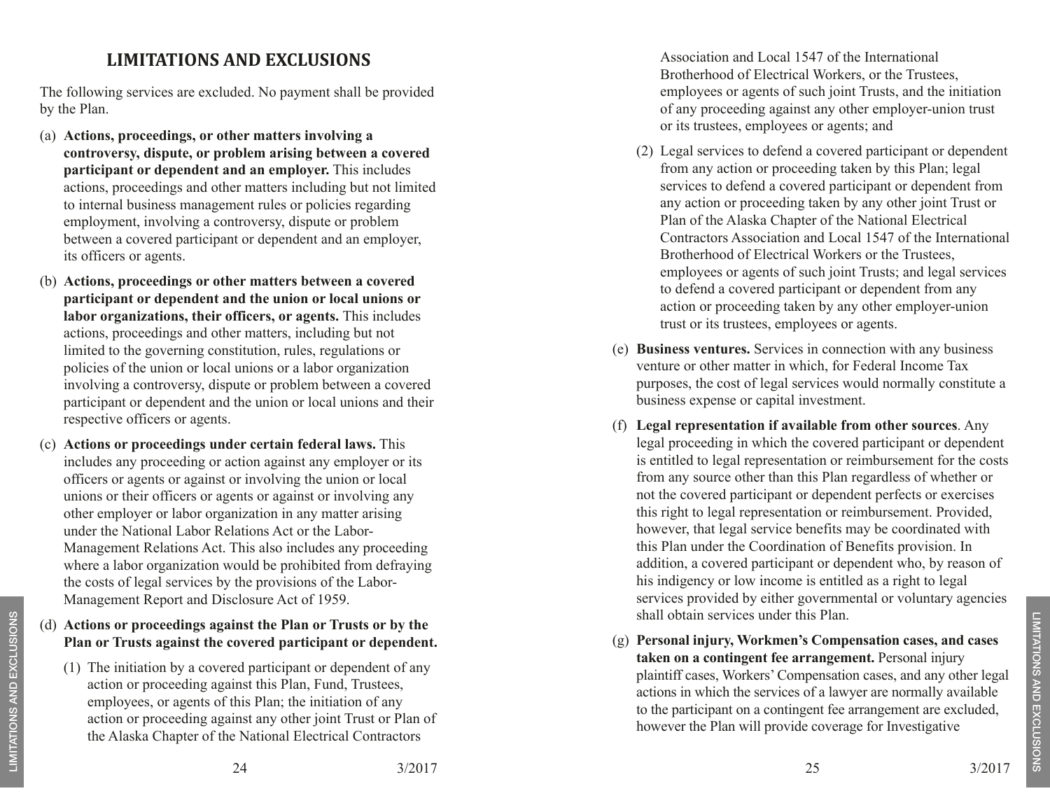## LIMITATIONS AND EXCLUSIONS

The following services are excluded. No payment shall be provided by the Plan.

(a) **Actions, proceedings, or other matters involving a controversy, dispute, or problem arising between a covered participant or dependent and an employer.** This includes actions, proceedings and other matters including but not limited to internal business management rules or policies regarding employment, involving a controversy, dispute or problem between a covered participant or dependent and an employer, its officers or agents.

(b) **Actions, proceedings or other matters between a covered participant or dependent and the union or local unions or labor organizations, their officers, or agents.** This includes actions, proceedings and other matters, including but not limited to the governing constitution, rules, regulations or policies of the union or local unions or a labor organization involving a controversy, dispute or problem between a covered participant or dependent and the union or local unions and their respective officers or agents.

(c) **Actions or proceedings under certain federal laws.** This includes any proceeding or action against any employer or its officers or agents or against or involving the union or local unions or their officers or agents or against or involving any other employer or labor organization in any matter arising under the National Labor Relations Act or the Labor-Management Relations Act. This also includes any proceeding where a labor organization would be prohibited from defraying the costs of legal services by the provisions of the Labor-Management Report and Disclosure Act of 1959.

(d) **Actions or proceedings against the Plan or Trusts or by the Plan or Trusts against the covered participant or dependent.**

   (1) The initiation by a covered participant or dependent of any action or proceeding against this Plan, Fund, Trustees, employees, or agents of this Plan; the initiation of any action or proceeding against any other joint Trust or Plan of the Alaska Chapter of the National Electrical Contractors Association and Local 1547 of the International Brotherhood of Electrical Workers, or the Trustees, employees or agents of such joint Trusts, and the initiation of any proceeding against any other employer-union trust or its trustees, employees or agents; and

   (2) Legal services to defend a covered participant or dependent from any action or proceeding taken by this Plan; legal services to defend a covered participant or dependent from any action or proceeding taken by any other joint Trust or Plan of the Alaska Chapter of the National Electrical Contractors Association and Local 1547 of the International Brotherhood of Electrical Workers or the Trustees, employees or agents of such joint Trusts; and legal services to defend a covered participant or dependent from any action or proceeding taken by any other employer-union trust or its trustees, employees or agents.

(e) **Business ventures.** Services in connection with any business venture or other matter in which, for Federal Income Tax purposes, the cost of legal services would normally constitute a business expense or capital investment.

(f) **Legal representation if available from other sources**. Any legal proceeding in which the covered participant or dependent is entitled to legal representation or reimbursement for the costs from any source other than this Plan regardless of whether or not the covered participant or dependent perfects or exercises this right to legal representation or reimbursement. Provided, however, that legal service benefits may be coordinated with this Plan under the Coordination of Benefits provision. In addition, a covered participant or dependent who, by reason of his indigency or low income is entitled as a right to legal services provided by either governmental or voluntary agencies shall obtain services under this Plan.

(g) **Personal injury, Workmen's Compensation cases, and cases taken on a contingent fee arrangement.** Personal injury plaintiff cases, Workers' Compensation cases, and any other legal actions in which the services of a lawyer are normally available to the participant on a contingent fee arrangement are excluded, however the Plan will provide coverage for Investigative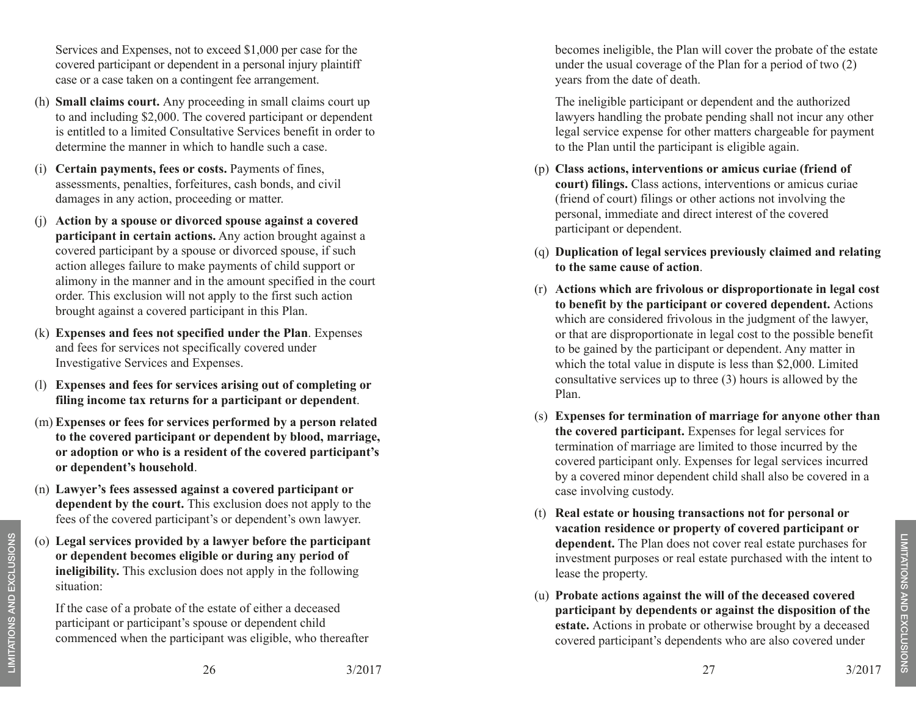Services and Expenses, not to exceed $1,000 per case for the covered participant or dependent in a personal injury plaintiff case or a case taken on a contingent fee arrangement.

(h) **Small claims court.** Any proceeding in small claims court up to and including $2,000. The covered participant or dependent is entitled to a limited Consultative Services benefit in order to determine the manner in which to handle such a case.

(i) **Certain payments, fees or costs.** Payments of fines, assessments, penalties, forfeitures, cash bonds, and civil damages in any action, proceeding or matter.

(j) **Action by a spouse or divorced spouse against a covered participant in certain actions.** Any action brought against a covered participant by a spouse or divorced spouse, if such action alleges failure to make payments of child support or alimony in the manner and in the amount specified in the court order. This exclusion will not apply to the first such action brought against a covered participant in this Plan.

(k) **Expenses and fees not specified under the Plan**. Expenses and fees for services not specifically covered under Investigative Services and Expenses.

(l) **Expenses and fees for services arising out of completing or filing income tax returns for a participant or dependent**.

(m) **Expenses or fees for services performed by a person related to the covered participant or dependent by blood, marriage, or adoption or who is a resident of the covered participant's or dependent's household**.

(n) **Lawyer's fees assessed against a covered participant or dependent by the court.** This exclusion does not apply to the fees of the covered participant's or dependent's own lawyer.

(o) **Legal services provided by a lawyer before the participant or dependent becomes eligible or during any period of ineligibility.** This exclusion does not apply in the following situation:

If the case of a probate of the estate of either a deceased participant or participant's spouse or dependent child commenced when the participant was eligible, who thereafter becomes ineligible, the Plan will cover the probate of the estate under the usual coverage of the Plan for a period of two (2) years from the date of death.

The ineligible participant or dependent and the authorized lawyers handling the probate pending shall not incur any other legal service expense for other matters chargeable for payment to the Plan until the participant is eligible again.

(p) **Class actions, interventions or amicus curiae (friend of court) filings.** Class actions, interventions or amicus curiae (friend of court) filings or other actions not involving the personal, immediate and direct interest of the covered participant or dependent.

(q) **Duplication of legal services previously claimed and relating to the same cause of action**.

(r) **Actions which are frivolous or disproportionate in legal cost to benefit by the participant or covered dependent.** Actions which are considered frivolous in the judgment of the lawyer, or that are disproportionate in legal cost to the possible benefit to be gained by the participant or dependent. Any matter in which the total value in dispute is less than $2,000. Limited consultative services up to three (3) hours is allowed by the Plan.

(s) **Expenses for termination of marriage for anyone other than the covered participant.** Expenses for legal services for termination of marriage are limited to those incurred by the covered participant only. Expenses for legal services incurred by a covered minor dependent child shall also be covered in a case involving custody.

(t) **Real estate or housing transactions not for personal or vacation residence or property of covered participant or dependent.** The Plan does not cover real estate purchases for investment purposes or real estate purchased with the intent to lease the property.

(u) **Probate actions against the will of the deceased covered participant by dependents or against the disposition of the estate.** Actions in probate or otherwise brought by a deceased covered participant's dependents who are also covered under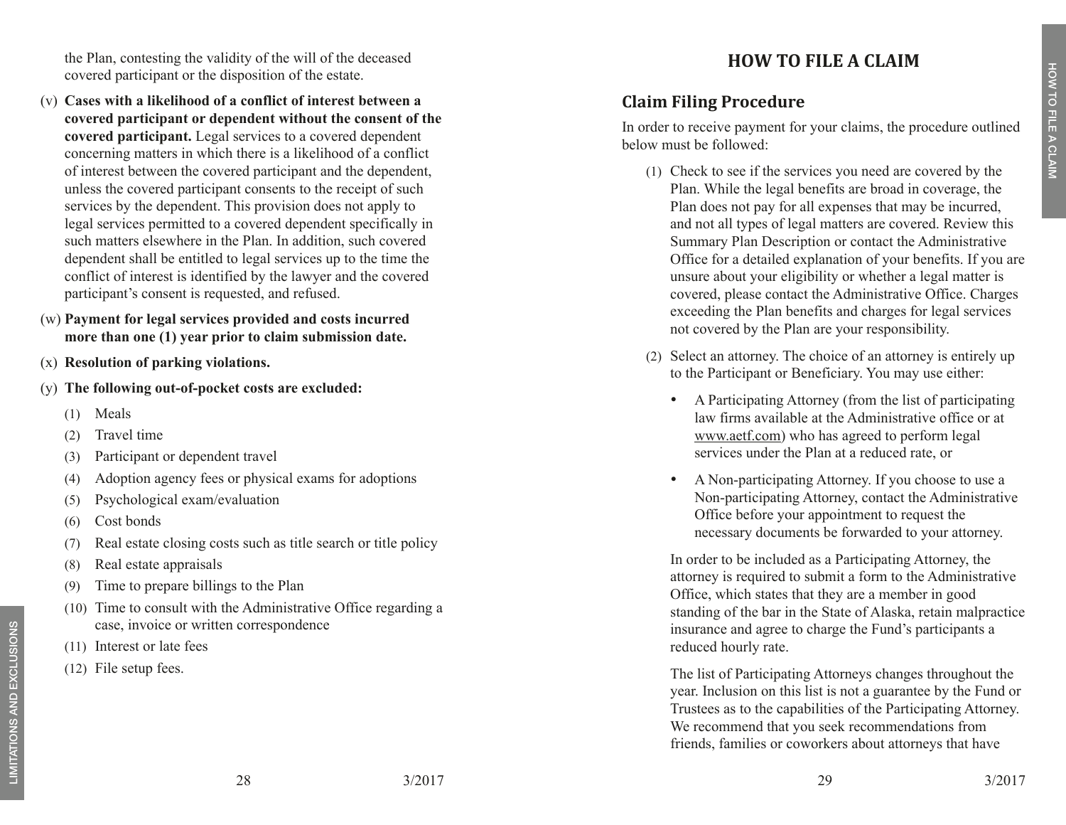the Plan, contesting the validity of the will of the deceased covered participant or the disposition of the estate.

(v) **Cases with a likelihood of a conflict of interest between a covered participant or dependent without the consent of the covered participant.** Legal services to a covered dependent concerning matters in which there is a likelihood of a conflict of interest between the covered participant and the dependent, unless the covered participant consents to the receipt of such services by the dependent. This provision does not apply to legal services permitted to a covered dependent specifically in such matters elsewhere in the Plan. In addition, such covered dependent shall be entitled to legal services up to the time the conflict of interest is identified by the lawyer and the covered participant's consent is requested, and refused.

(w) **Payment for legal services provided and costs incurred more than one (1) year prior to claim submission date.**

(x) **Resolution of parking violations.**

(y) **The following out-of-pocket costs are excluded:**

  (1) Meals
  (2) Travel time
  (3) Participant or dependent travel
  (4) Adoption agency fees or physical exams for adoptions
  (5) Psychological exam/evaluation
  (6) Cost bonds
  (7) Real estate closing costs such as title search or title policy
  (8) Real estate appraisals
  (9) Time to prepare billings to the Plan
  (10) Time to consult with the Administrative Office regarding a case, invoice or written correspondence
  (11) Interest or late fees
  (12) File setup fees.

# HOW TO FILE A CLAIM

## Claim Filing Procedure

In order to receive payment for your claims, the procedure outlined below must be followed:

(1) Check to see if the services you need are covered by the Plan. While the legal benefits are broad in coverage, the Plan does not pay for all expenses that may be incurred, and not all types of legal matters are covered. Review this Summary Plan Description or contact the Administrative Office for a detailed explanation of your benefits. If you are unsure about your eligibility or whether a legal matter is covered, please contact the Administrative Office. Charges exceeding the Plan benefits and charges for legal services not covered by the Plan are your responsibility.

(2) Select an attorney. The choice of an attorney is entirely up to the Participant or Beneficiary. You may use either:

- A Participating Attorney (from the list of participating law firms available at the Administrative office or at www.aetf.com) who has agreed to perform legal services under the Plan at a reduced rate, or
- A Non-participating Attorney. If you choose to use a Non-participating Attorney, contact the Administrative Office before your appointment to request the necessary documents be forwarded to your attorney.

In order to be included as a Participating Attorney, the attorney is required to submit a form to the Administrative Office, which states that they are a member in good standing of the bar in the State of Alaska, retain malpractice insurance and agree to charge the Fund's participants a reduced hourly rate.

The list of Participating Attorneys changes throughout the year. Inclusion on this list is not a guarantee by the Fund or Trustees as to the capabilities of the Participating Attorney. We recommend that you seek recommendations from friends, families or coworkers about attorneys that have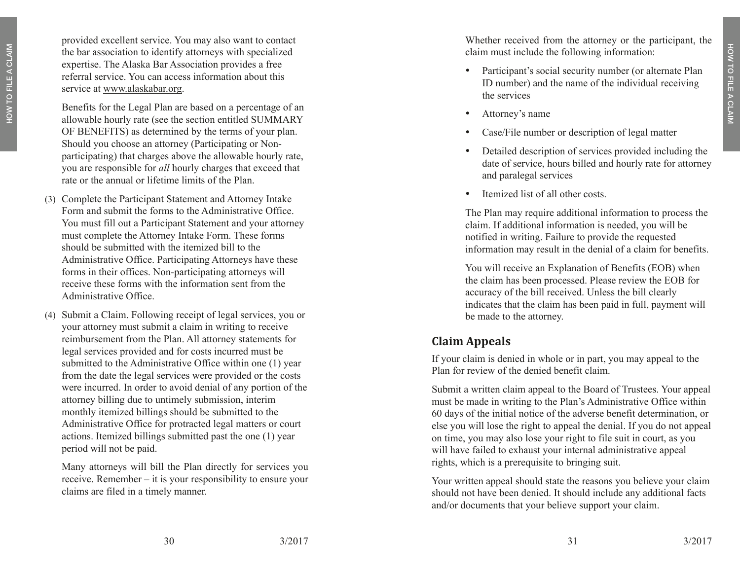provided excellent service. You may also want to contact the bar association to identify attorneys with specialized expertise. The Alaska Bar Association provides a free referral service. You can access information about this service at www.alaskabar.org.

Benefits for the Legal Plan are based on a percentage of an allowable hourly rate (see the section entitled SUMMARY OF BENEFITS) as determined by the terms of your plan. Should you choose an attorney (Participating or Non-participating) that charges above the allowable hourly rate, you are responsible for *all* hourly charges that exceed that rate or the annual or lifetime limits of the Plan.

(3) Complete the Participant Statement and Attorney Intake Form and submit the forms to the Administrative Office. You must fill out a Participant Statement and your attorney must complete the Attorney Intake Form. These forms should be submitted with the itemized bill to the Administrative Office. Participating Attorneys have these forms in their offices. Non-participating attorneys will receive these forms with the information sent from the Administrative Office.

(4) Submit a Claim. Following receipt of legal services, you or your attorney must submit a claim in writing to receive reimbursement from the Plan. All attorney statements for legal services provided and for costs incurred must be submitted to the Administrative Office within one (1) year from the date the legal services were provided or the costs were incurred. In order to avoid denial of any portion of the attorney billing due to untimely submission, interim monthly itemized billings should be submitted to the Administrative Office for protracted legal matters or court actions. Itemized billings submitted past the one (1) year period will not be paid.

Many attorneys will bill the Plan directly for services you receive. Remember – it is your responsibility to ensure your claims are filed in a timely manner.

Whether received from the attorney or the participant, the claim must include the following information:

- Participant's social security number (or alternate Plan ID number) and the name of the individual receiving the services
- Attorney's name
- Case/File number or description of legal matter
- Detailed description of services provided including the date of service, hours billed and hourly rate for attorney and paralegal services
- Itemized list of all other costs.

The Plan may require additional information to process the claim. If additional information is needed, you will be notified in writing. Failure to provide the requested information may result in the denial of a claim for benefits.

You will receive an Explanation of Benefits (EOB) when the claim has been processed. Please review the EOB for accuracy of the bill received. Unless the bill clearly indicates that the claim has been paid in full, payment will be made to the attorney.

## Claim Appeals

If your claim is denied in whole or in part, you may appeal to the Plan for review of the denied benefit claim.

Submit a written claim appeal to the Board of Trustees. Your appeal must be made in writing to the Plan's Administrative Office within 60 days of the initial notice of the adverse benefit determination, or else you will lose the right to appeal the denial. If you do not appeal on time, you may also lose your right to file suit in court, as you will have failed to exhaust your internal administrative appeal rights, which is a prerequisite to bringing suit.

Your written appeal should state the reasons you believe your claim should not have been denied. It should include any additional facts and/or documents that your believe support your claim.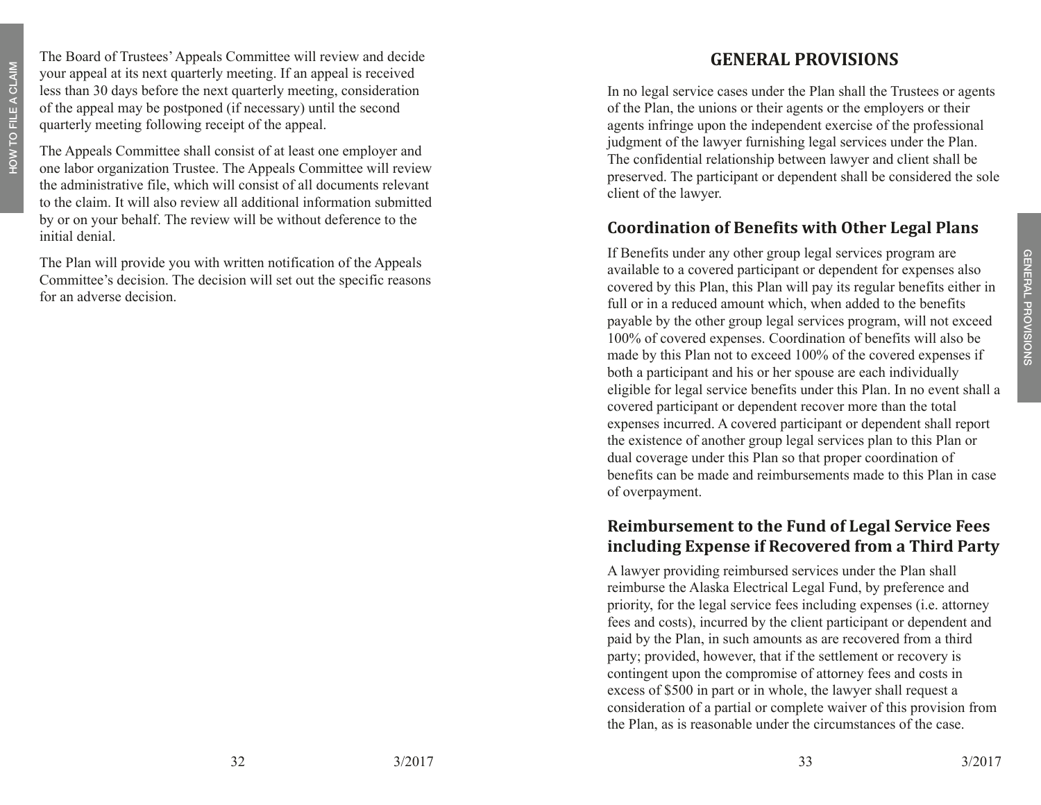The Board of Trustees' Appeals Committee will review and decide your appeal at its next quarterly meeting. If an appeal is received less than 30 days before the next quarterly meeting, consideration of the appeal may be postponed (if necessary) until the second quarterly meeting following receipt of the appeal.

The Appeals Committee shall consist of at least one employer and one labor organization Trustee. The Appeals Committee will review the administrative file, which will consist of all documents relevant to the claim. It will also review all additional information submitted by or on your behalf. The review will be without deference to the initial denial.

The Plan will provide you with written notification of the Appeals Committee's decision. The decision will set out the specific reasons for an adverse decision.

# GENERAL PROVISIONS

In no legal service cases under the Plan shall the Trustees or agents of the Plan, the unions or their agents or the employers or their agents infringe upon the independent exercise of the professional judgment of the lawyer furnishing legal services under the Plan. The confidential relationship between lawyer and client shall be preserved. The participant or dependent shall be considered the sole client of the lawyer.

## Coordination of Benefits with Other Legal Plans

If Benefits under any other group legal services program are available to a covered participant or dependent for expenses also covered by this Plan, this Plan will pay its regular benefits either in full or in a reduced amount which, when added to the benefits payable by the other group legal services program, will not exceed 100% of covered expenses. Coordination of benefits will also be made by this Plan not to exceed 100% of the covered expenses if both a participant and his or her spouse are each individually eligible for legal service benefits under this Plan. In no event shall a covered participant or dependent recover more than the total expenses incurred. A covered participant or dependent shall report the existence of another group legal services plan to this Plan or dual coverage under this Plan so that proper coordination of benefits can be made and reimbursements made to this Plan in case of overpayment.

## Reimbursement to the Fund of Legal Service Fees including Expense if Recovered from a Third Party

A lawyer providing reimbursed services under the Plan shall reimburse the Alaska Electrical Legal Fund, by preference and priority, for the legal service fees including expenses (i.e. attorney fees and costs), incurred by the client participant or dependent and paid by the Plan, in such amounts as are recovered from a third party; provided, however, that if the settlement or recovery is contingent upon the compromise of attorney fees and costs in excess of $500 in part or in whole, the lawyer shall request a consideration of a partial or complete waiver of this provision from the Plan, as is reasonable under the circumstances of the case.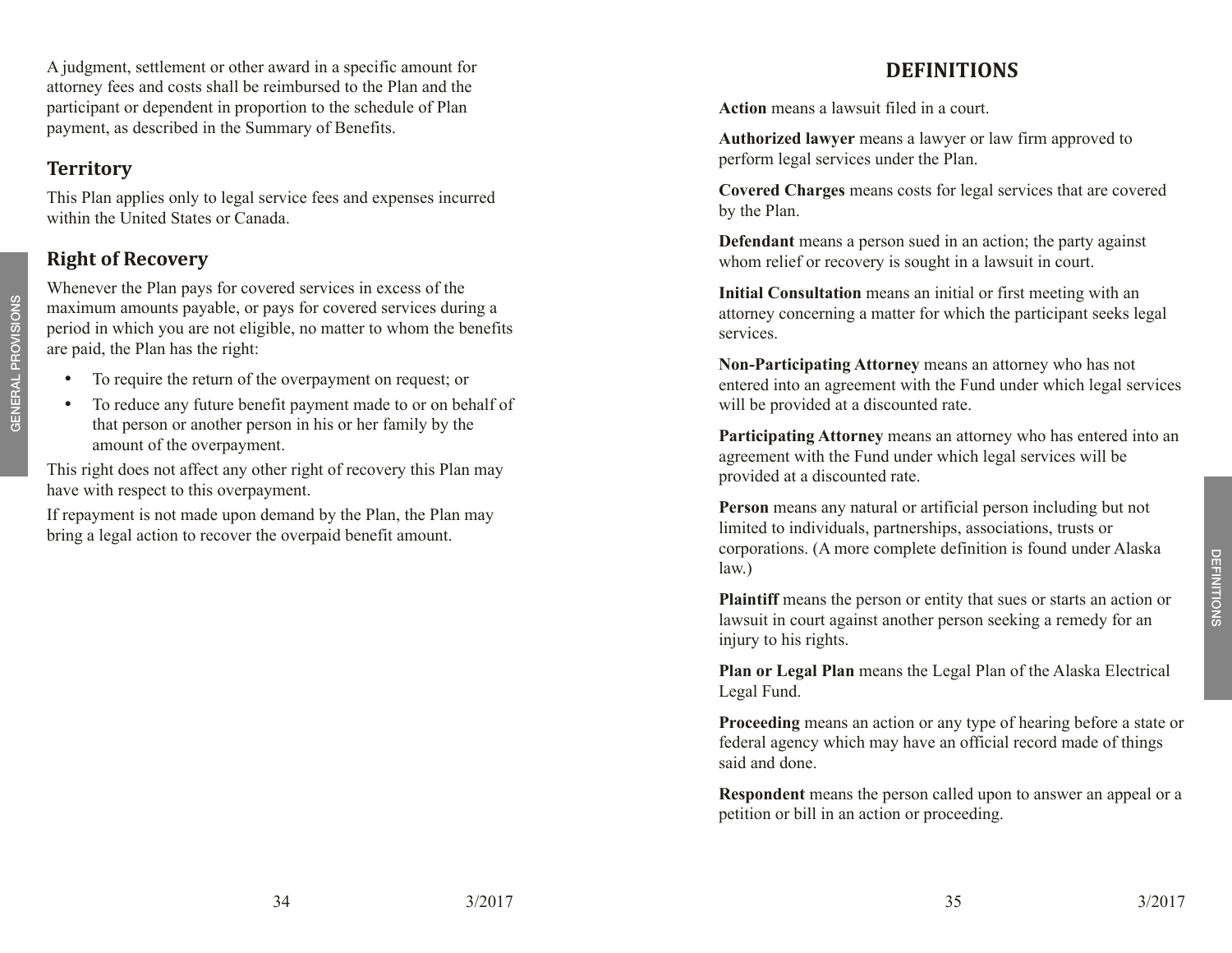A judgment, settlement or other award in a specific amount for attorney fees and costs shall be reimbursed to the Plan and the participant or dependent in proportion to the schedule of Plan payment, as described in the Summary of Benefits.

## Territory

This Plan applies only to legal service fees and expenses incurred within the United States or Canada.

## Right of Recovery

Whenever the Plan pays for covered services in excess of the maximum amounts payable, or pays for covered services during a period in which you are not eligible, no matter to whom the benefits are paid, the Plan has the right:

- To require the return of the overpayment on request; or
- To reduce any future benefit payment made to or on behalf of that person or another person in his or her family by the amount of the overpayment.

This right does not affect any other right of recovery this Plan may have with respect to this overpayment.

If repayment is not made upon demand by the Plan, the Plan may bring a legal action to recover the overpaid benefit amount.

# DEFINITIONS

**Action** means a lawsuit filed in a court.

**Authorized lawyer** means a lawyer or law firm approved to perform legal services under the Plan.

**Covered Charges** means costs for legal services that are covered by the Plan.

**Defendant** means a person sued in an action; the party against whom relief or recovery is sought in a lawsuit in court.

**Initial Consultation** means an initial or first meeting with an attorney concerning a matter for which the participant seeks legal services.

**Non-Participating Attorney** means an attorney who has not entered into an agreement with the Fund under which legal services will be provided at a discounted rate.

**Participating Attorney** means an attorney who has entered into an agreement with the Fund under which legal services will be provided at a discounted rate.

**Person** means any natural or artificial person including but not limited to individuals, partnerships, associations, trusts or corporations. (A more complete definition is found under Alaska law.)

**Plaintiff** means the person or entity that sues or starts an action or lawsuit in court against another person seeking a remedy for an injury to his rights.

**Plan or Legal Plan** means the Legal Plan of the Alaska Electrical Legal Fund.

**Proceeding** means an action or any type of hearing before a state or federal agency which may have an official record made of things said and done.

**Respondent** means the person called upon to answer an appeal or a petition or bill in an action or proceeding.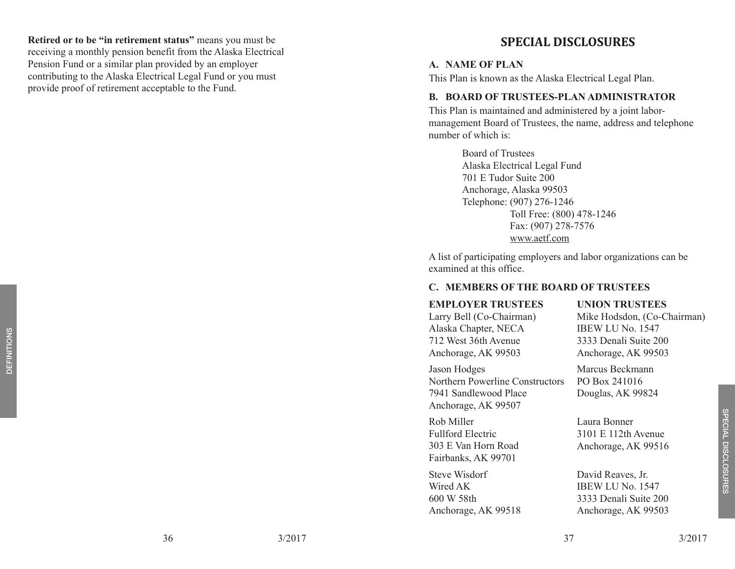**Retired or to be "in retirement status"** means you must be receiving a monthly pension benefit from the Alaska Electrical Pension Fund or a similar plan provided by an employer contributing to the Alaska Electrical Legal Fund or you must provide proof of retirement acceptable to the Fund.

# SPECIAL DISCLOSURES

### A. NAME OF PLAN

This Plan is known as the Alaska Electrical Legal Plan.

### B. BOARD OF TRUSTEES-PLAN ADMINISTRATOR

This Plan is maintained and administered by a joint labor-management Board of Trustees, the name, address and telephone number of which is:

Board of Trustees
Alaska Electrical Legal Fund
701 E Tudor Suite 200
Anchorage, Alaska 99503
Telephone: (907) 276-1246
Toll Free: (800) 478-1246
Fax: (907) 278-7576
www.aetf.com

A list of participating employers and labor organizations can be examined at this office.

### C. MEMBERS OF THE BOARD OF TRUSTEES

| EMPLOYER TRUSTEES | UNION TRUSTEES |
|---|---|
| Larry Bell (Co-Chairman)<br>Alaska Chapter, NECA<br>712 West 36th Avenue<br>Anchorage, AK 99503 | Mike Hodsdon, (Co-Chairman)<br>IBEW LU No. 1547<br>3333 Denali Suite 200<br>Anchorage, AK 99503 |
| Jason Hodges<br>Northern Powerline Constructors<br>7941 Sandlewood Place<br>Anchorage, AK 99507 | Marcus Beckmann<br>PO Box 241016<br>Douglas, AK 99824 |
| Rob Miller<br>Fullford Electric<br>303 E Van Horn Road<br>Fairbanks, AK 99701 | Laura Bonner<br>3101 E 112th Avenue<br>Anchorage, AK 99516 |
| Steve Wisdorf<br>Wired AK<br>600 W 58th<br>Anchorage, AK 99518 | David Reaves, Jr.<br>IBEW LU No. 1547<br>3333 Denali Suite 200<br>Anchorage, AK 99503 |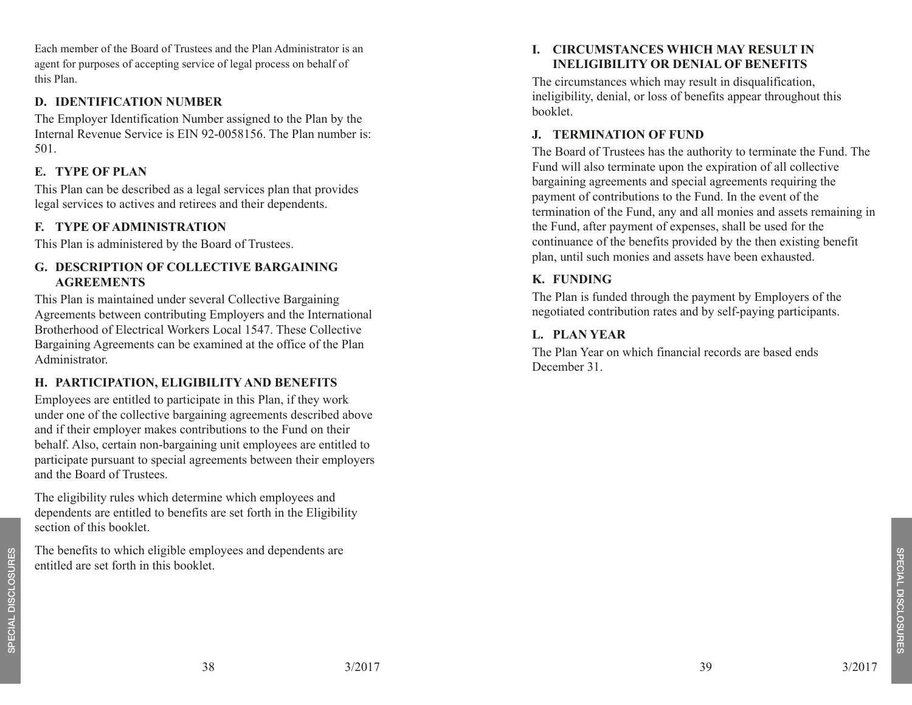Each member of the Board of Trustees and the Plan Administrator is an agent for purposes of accepting service of legal process on behalf of this Plan.

### D. IDENTIFICATION NUMBER

The Employer Identification Number assigned to the Plan by the Internal Revenue Service is EIN 92-0058156. The Plan number is: 501.

### E. TYPE OF PLAN

This Plan can be described as a legal services plan that provides legal services to actives and retirees and their dependents.

### F. TYPE OF ADMINISTRATION

This Plan is administered by the Board of Trustees.

### G. DESCRIPTION OF COLLECTIVE BARGAINING AGREEMENTS

This Plan is maintained under several Collective Bargaining Agreements between contributing Employers and the International Brotherhood of Electrical Workers Local 1547. These Collective Bargaining Agreements can be examined at the office of the Plan Administrator.

### H. PARTICIPATION, ELIGIBILITY AND BENEFITS

Employees are entitled to participate in this Plan, if they work under one of the collective bargaining agreements described above and if their employer makes contributions to the Fund on their behalf. Also, certain non-bargaining unit employees are entitled to participate pursuant to special agreements between their employers and the Board of Trustees.

The eligibility rules which determine which employees and dependents are entitled to benefits are set forth in the Eligibility section of this booklet.

The benefits to which eligible employees and dependents are entitled are set forth in this booklet.

### I. CIRCUMSTANCES WHICH MAY RESULT IN INELIGIBILITY OR DENIAL OF BENEFITS

The circumstances which may result in disqualification, ineligibility, denial, or loss of benefits appear throughout this booklet.

### J. TERMINATION OF FUND

The Board of Trustees has the authority to terminate the Fund. The Fund will also terminate upon the expiration of all collective bargaining agreements and special agreements requiring the payment of contributions to the Fund. In the event of the termination of the Fund, any and all monies and assets remaining in the Fund, after payment of expenses, shall be used for the continuance of the benefits provided by the then existing benefit plan, until such monies and assets have been exhausted.

### K. FUNDING

The Plan is funded through the payment by Employers of the negotiated contribution rates and by self-paying participants.

### L. PLAN YEAR

The Plan Year on which financial records are based ends December 31.